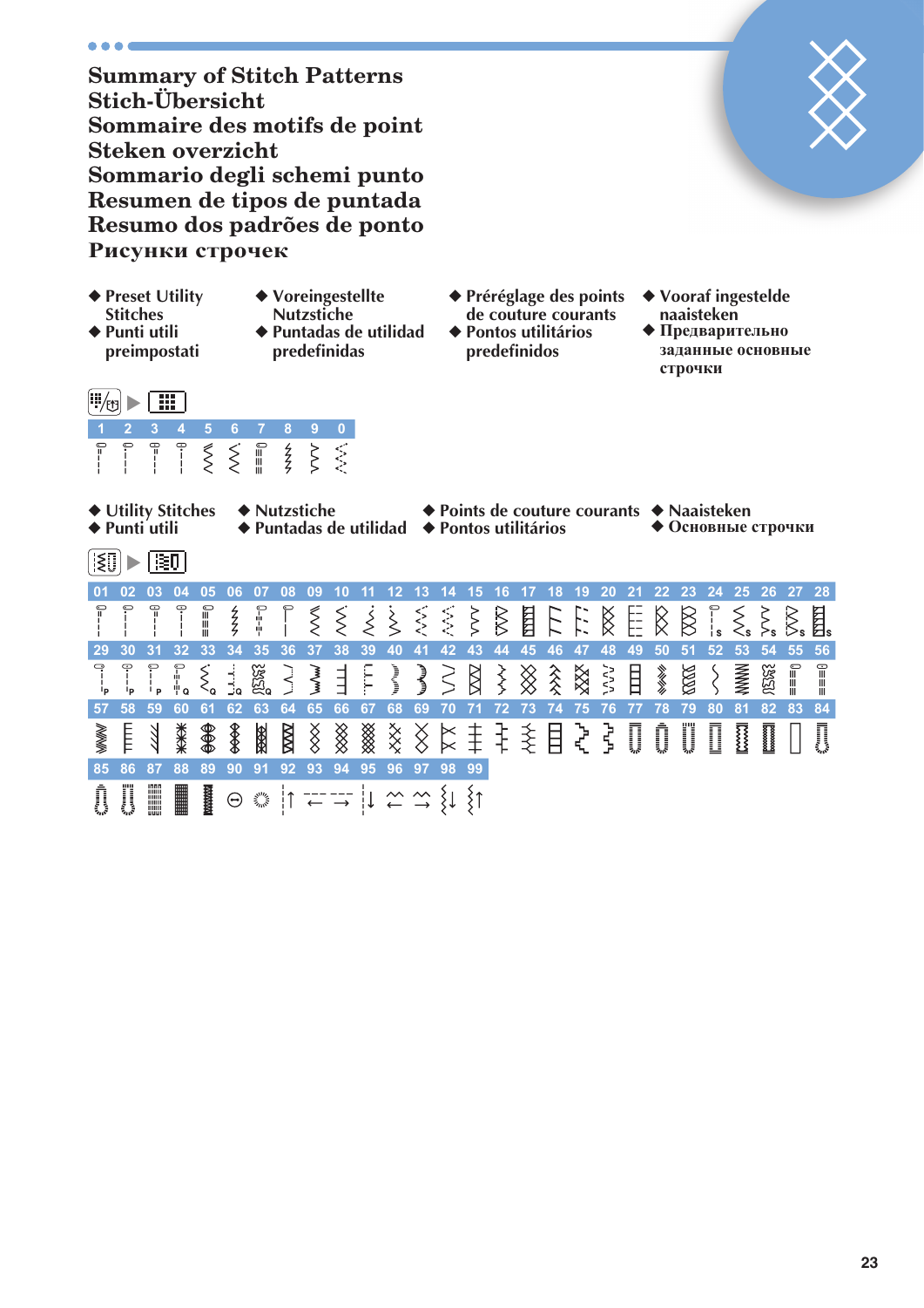# Summary of Stitch Patterns
# Stich-Übersicht
# Sommaire des motifs de point
# Steken overzicht
# Sommario degli schemi punto
# Resumen de tipos de puntada
# Resumo dos padrões de ponto
# Рисунки строчек

- Preset Utility Stitches
- Punti utili preimpostati
- Voreingestellte Nutzstiche
- Puntadas de utilidad predefinidas
- Préréglage des points de couture courants
- Pontos utilitários predefinidos
- Vooraf ingestelde naaisteken
- Предварительно заданные основные строчки

| 1 | 2 | 3 | 4 | 5 | 6 | 7 | 8 | 9 | 0 |
|---|---|---|---|---|---|---|---|---|---|

- Utility Stitches
- Punti utili
- Nutzstiche
- Puntadas de utilidad
- Points de couture courants
- Pontos utilitários
- Naaisteken
- Основные строчки

| 01 | 02 | 03 | 04 | 05 | 06 | 07 | 08 | 09 | 10 | 11 | 12 | 13 | 14 | 15 | 16 | 17 | 18 | 19 | 20 | 21 | 22 | 23 | 24 | 25 | 26 | 27 | 28 |
|---|---|---|---|---|---|---|---|---|---|---|---|---|---|---|---|---|---|---|---|---|---|---|---|---|---|---|---|
| 29 | 30 | 31 | 32 | 33 | 34 | 35 | 36 | 37 | 38 | 39 | 40 | 41 | 42 | 43 | 44 | 45 | 46 | 47 | 48 | 49 | 50 | 51 | 52 | 53 | 54 | 55 | 56 |
| 57 | 58 | 59 | 60 | 61 | 62 | 63 | 64 | 65 | 66 | 67 | 68 | 69 | 70 | 71 | 72 | 73 | 74 | 75 | 76 | 77 | 78 | 79 | 80 | 81 | 82 | 83 | 84 |
| 85 | 86 | 87 | 88 | 89 | 90 | 91 | 92 | 93 | 94 | 95 | 96 | 97 | 98 | 99 | | | | | | | | | | | | | |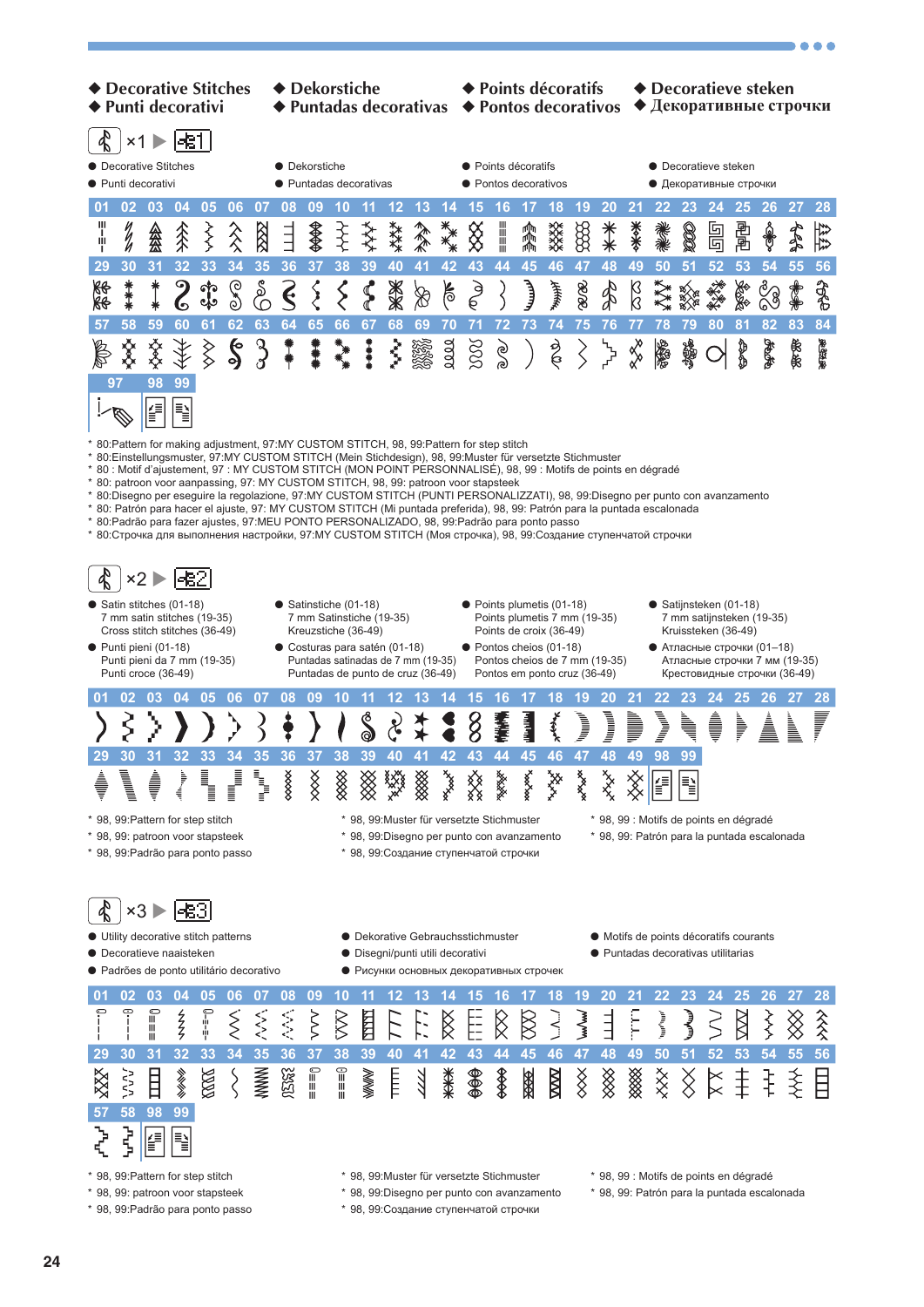## ◆ Decorative Stitches ◆ Dekorstiche ◆ Points décoratifs ◆ Decoratieve steken
## ◆ Punti decorativi ◆ Puntadas decorativas ◆ Pontos decorativos ◆ Декоративные строчки

×1 ▶

- Decorative Stitches
- Dekorstiche
- Points décoratifs
- Decoratieve steken
- Punti decorativi
- Puntadas decorativas
- Pontos decorativos
- Декоративные строчки

01 02 03 04 05 06 07 08 09 10 11 12 13 14 15 16 17 18 19 20 21 22 23 24 25 26 27 28

29 30 31 32 33 34 35 36 37 38 39 40 41 42 43 44 45 46 47 48 49 50 51 52 53 54 55 56

57 58 59 60 61 62 63 64 65 66 67 68 69 70 71 72 73 74 75 76 77 78 79 80 81 82 83 84

97 98 99

* 80:Pattern for making adjustment, 97:MY CUSTOM STITCH, 98, 99:Pattern for step stitch
* 80:Einstellungsmuster, 97:MY CUSTOM STITCH (Mein Stichdesign), 98, 99:Muster für versetzte Stichmuster
* 80 : Motif d'ajustement, 97 : MY CUSTOM STITCH (MON POINT PERSONNALISÉ), 98, 99 : Motifs de points en dégradé
* 80: patroon voor aanpassing, 97: MY CUSTOM STITCH, 98, 99: patroon voor stapsteek
* 80:Disegno per eseguire la regolazione, 97:MY CUSTOM STITCH (PUNTI PERSONALIZZATI), 98, 99:Disegno per punto con avanzamento
* 80: Patrón para hacer el ajuste, 97: MY CUSTOM STITCH (Mi puntada preferida), 98, 99: Patrón para la puntada escalonada
* 80:Padrão para fazer ajustes, 97:MEU PONTO PERSONALIZADO, 98, 99:Padrão para ponto passo
* 80:Строчка для выполнения настройки, 97:MY CUSTOM STITCH (Моя строчка), 98, 99:Создание ступенчатой строчки

×2 ▶

- Satin stitches (01-18)
  7 mm satin stitches (19-35)
  Cross stitch stitches (36-49)
- Satinstiche (01-18)
  7 mm Satinstiche (19-35)
  Kreuzstiche (36-49)
- Points plumetis (01-18)
  Points plumetis 7 mm (19-35)
  Points de croix (36-49)
- Satijnsteken (01-18)
  7 mm satijnsteken (19-35)
  Kruissteken (36-49)
- Punti pieni (01-18)
  Punti pieni da 7 mm (19-35)
  Punti croce (36-49)
- Costuras para satén (01-18)
  Puntadas satinadas de 7 mm (19-35)
  Puntadas de punto de cruz (36-49)
- Pontos cheios (01-18)
  Pontos cheios de 7 mm (19-35)
  Pontos em ponto cruz (36-49)
- Атласные строчки (01–18)
  Атласные строчки 7 мм (19-35)
  Крестовидные строчки (36-49)

01 02 03 04 05 06 07 08 09 10 11 12 13 14 15 16 17 18 19 20 21 22 23 24 25 26 27 28

29 30 31 32 33 34 35 36 37 38 39 40 41 42 43 44 45 46 47 48 49 98 99

* 98, 99:Pattern for step stitch
* 98, 99: patroon voor stapsteek
* 98, 99:Padrão para ponto passo
* 98, 99:Muster für versetzte Stichmuster
* 98, 99:Disegno per punto con avanzamento
* 98, 99:Создание ступенчатой строчки
* 98, 99 : Motifs de points en dégradé
* 98, 99: Patrón para la puntada escalonada

×3 ▶

- Utility decorative stitch patterns
- Dekorative Gebrauchsstichmuster
- Motifs de points décoratifs courants
- Decoratieve naaisteken
- Disegni/punti utili decorativi
- Puntadas decorativas utilitarias
- Padrões de ponto utilitário decorativo
- Рисунки основных декоративных строчек

01 02 03 04 05 06 07 08 09 10 11 12 13 14 15 16 17 18 19 20 21 22 23 24 25 26 27 28

29 30 31 32 33 34 35 36 37 38 39 40 41 42 43 44 45 46 47 48 49 50 51 52 53 54 55 56

57 58 98 99

* 98, 99:Pattern for step stitch
* 98, 99: patroon voor stapsteek
* 98, 99:Padrão para ponto passo
* 98, 99:Muster für versetzte Stichmuster
* 98, 99:Disegno per punto con avanzamento
* 98, 99:Создание ступенчатой строчки
* 98, 99 : Motifs de points en dégradé
* 98, 99: Patrón para la puntada escalonada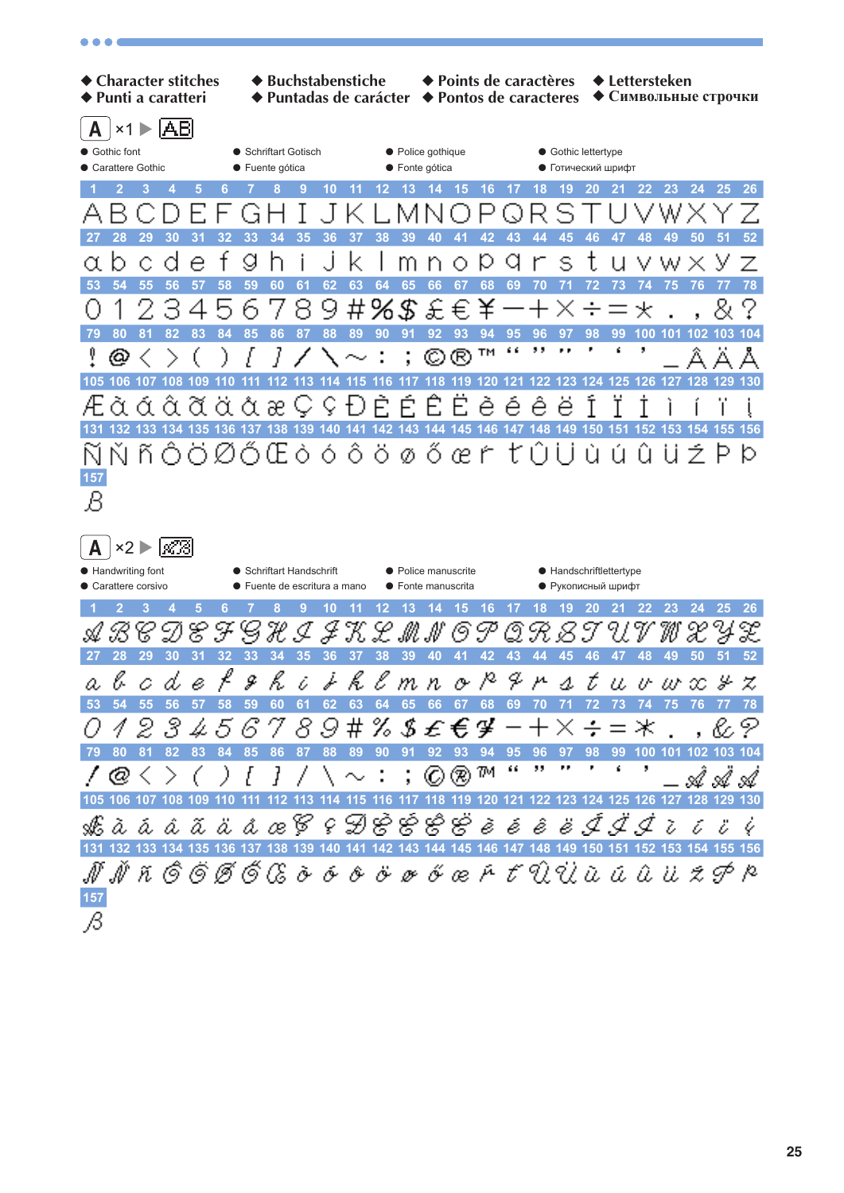◆ Character stitches ◆ Buchstabenstiche ◆ Points de caractères ◆ Lettersteken
◆ Punti a caratteri ◆ Puntadas de carácter ◆ Pontos de caracteres ◆ Символьные строчки

A ×1 ▶ AB

● Gothic font ● Schriftart Gotisch ● Police gothique ● Gothic lettertype
● Carattere Gothic ● Fuente gótica ● Fonte gótica ● Готический шрифт

| 1 | 2 | 3 | 4 | 5 | 6 | 7 | 8 | 9 | 10 | 11 | 12 | 13 | 14 | 15 | 16 | 17 | 18 | 19 | 20 | 21 | 22 | 23 | 24 | 25 | 26 |
|---|---|---|---|---|---|---|---|---|---|---|---|---|---|---|---|---|---|---|---|---|---|---|---|---|---|
| A | B | C | D | E | F | G | H | I | J | K | L | M | N | O | P | Q | R | S | T | U | V | W | X | Y | Z |
| 27 | 28 | 29 | 30 | 31 | 32 | 33 | 34 | 35 | 36 | 37 | 38 | 39 | 40 | 41 | 42 | 43 | 44 | 45 | 46 | 47 | 48 | 49 | 50 | 51 | 52 |
| a | b | c | d | e | f | g | h | i | j | k | l | m | n | o | p | q | r | s | t | u | v | w | x | y | z |
| 53 | 54 | 55 | 56 | 57 | 58 | 59 | 60 | 61 | 62 | 63 | 64 | 65 | 66 | 67 | 68 | 69 | 70 | 71 | 72 | 73 | 74 | 75 | 76 | 77 | 78 |
| 0 | 1 | 2 | 3 | 4 | 5 | 6 | 7 | 8 | 9 | # | % | $ | £ | € | ¥ | − | + | × | ÷ | = | * | . | , | & | ? |
| 79 | 80 | 81 | 82 | 83 | 84 | 85 | 86 | 87 | 88 | 89 | 90 | 91 | 92 | 93 | 94 | 95 | 96 | 97 | 98 | 99 | 100 | 101 | 102 | 103 | 104 |
| ! | @ | < | > | ( | ) | [ | ] | / | \ | ~ | : | ; | © | ® | ™ | “ | ” | ” | ’ | ‘ | ’ | _ | Å | Ä | Á |
| 105 | 106 | 107 | 108 | 109 | 110 | 111 | 112 | 113 | 114 | 115 | 116 | 117 | 118 | 119 | 120 | 121 | 122 | 123 | 124 | 125 | 126 | 127 | 128 | 129 | 130 |
| Æ | à | á | â | ã | ä | å | æ | Ç | ç | Đ | È | É | Ê | Ë | è | é | ê | ë | Î | Ï | Í | ì | í | ï | į |
| 131 | 132 | 133 | 134 | 135 | 136 | 137 | 138 | 139 | 140 | 141 | 142 | 143 | 144 | 145 | 146 | 147 | 148 | 149 | 150 | 151 | 152 | 153 | 154 | 155 | 156 |
| Ñ | Ň | ñ | Ô | Ö | Ø | Ő | Œ | ò | ó | ô | ö | ø | ő | œ | ŕ | ť | Û | Ü | ù | ú | û | ü | ž | Þ | þ |
| 157 | | | | | | | | | | | | | | | | | | | | | | | | | |
| ß | | | | | | | | | | | | | | | | | | | | | | | | | |

A ×2 ▶ ABC

● Handwriting font ● Schriftart Handschrift ● Police manuscrite ● Handschriftlettertype
● Carattere corsivo ● Fuente de escritura a mano ● Fonte manuscrita ● Рукописный шрифт

| 1 | 2 | 3 | 4 | 5 | 6 | 7 | 8 | 9 | 10 | 11 | 12 | 13 | 14 | 15 | 16 | 17 | 18 | 19 | 20 | 21 | 22 | 23 | 24 | 25 | 26 |
|---|---|---|---|---|---|---|---|---|---|---|---|---|---|---|---|---|---|---|---|---|---|---|---|---|---|
| A | B | C | D | E | F | G | H | I | J | K | L | M | N | O | P | Q | R | S | T | U | V | W | X | Y | Z |
| 27 | 28 | 29 | 30 | 31 | 32 | 33 | 34 | 35 | 36 | 37 | 38 | 39 | 40 | 41 | 42 | 43 | 44 | 45 | 46 | 47 | 48 | 49 | 50 | 51 | 52 |
| a | b | c | d | e | f | g | h | i | j | k | l | m | n | o | p | q | r | s | t | u | v | w | x | y | z |
| 53 | 54 | 55 | 56 | 57 | 58 | 59 | 60 | 61 | 62 | 63 | 64 | 65 | 66 | 67 | 68 | 69 | 70 | 71 | 72 | 73 | 74 | 75 | 76 | 77 | 78 |
| 0 | 1 | 2 | 3 | 4 | 5 | 6 | 7 | 8 | 9 | # | % | $ | £ | € | ¥ | − | + | × | ÷ | = | * | . | , | & | ? |
| 79 | 80 | 81 | 82 | 83 | 84 | 85 | 86 | 87 | 88 | 89 | 90 | 91 | 92 | 93 | 94 | 95 | 96 | 97 | 98 | 99 | 100 | 101 | 102 | 103 | 104 |
| ! | @ | < | > | ( | ) | [ | ] | / | \ | ~ | : | ; | © | ® | ™ | “ | ” | ” | ’ | ‘ | ’ | _ | Å | Ä | Á |
| 105 | 106 | 107 | 108 | 109 | 110 | 111 | 112 | 113 | 114 | 115 | 116 | 117 | 118 | 119 | 120 | 121 | 122 | 123 | 124 | 125 | 126 | 127 | 128 | 129 | 130 |
| Æ | à | á | â | ã | ä | å | æ | Ç | ç | Đ | È | É | Ê | Ë | è | é | ê | ë | Î | Ï | Í | ì | í | ï | į |
| 131 | 132 | 133 | 134 | 135 | 136 | 137 | 138 | 139 | 140 | 141 | 142 | 143 | 144 | 145 | 146 | 147 | 148 | 149 | 150 | 151 | 152 | 153 | 154 | 155 | 156 |
| Ñ | Ň | ñ | Ô | Ö | Ø | Ő | Œ | ò | ó | ô | ö | ø | ő | œ | ŕ | ť | Û | Ü | ù | ú | û | ü | ž | Þ | þ |
| 157 | | | | | | | | | | | | | | | | | | | | | | | | | |
| ß | | | | | | | | | | | | | | | | | | | | | | | | | |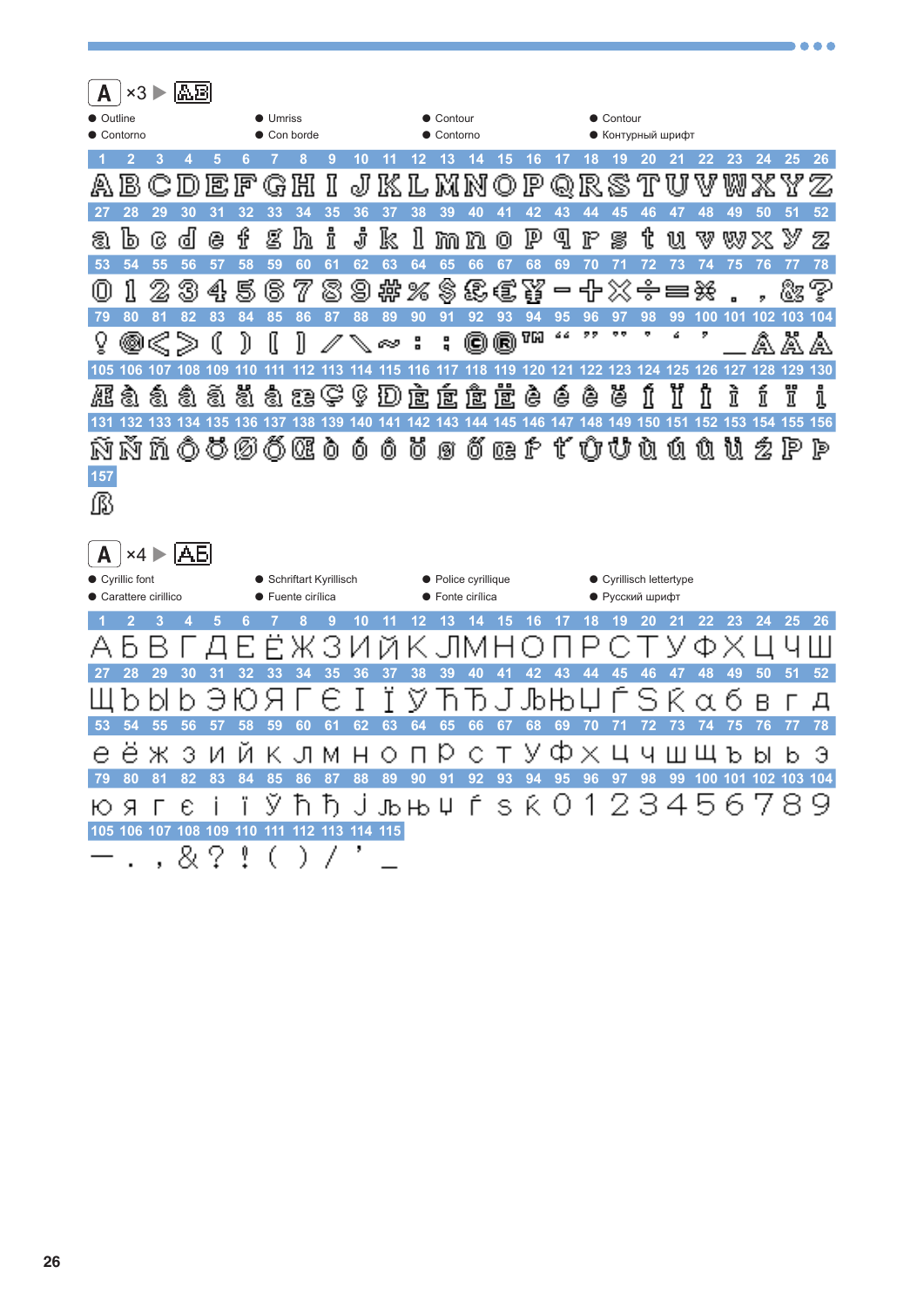A ×3 ▶ AB

- Outline
- Contorno
- Umriss
- Con borde
- Contour
- Contorno
- Contour
- Контурный шрифт

| 1 | 2 | 3 | 4 | 5 | 6 | 7 | 8 | 9 | 10 | 11 | 12 | 13 | 14 | 15 | 16 | 17 | 18 | 19 | 20 | 21 | 22 | 23 | 24 | 25 | 26 |
|---|---|---|---|---|---|---|---|---|---|---|---|---|---|---|---|---|---|---|---|---|---|---|---|---|---|
| A | B | C | D | E | F | G | H | I | J | K | L | M | N | O | P | Q | R | S | T | U | V | W | X | Y | Z |
| 27 | 28 | 29 | 30 | 31 | 32 | 33 | 34 | 35 | 36 | 37 | 38 | 39 | 40 | 41 | 42 | 43 | 44 | 45 | 46 | 47 | 48 | 49 | 50 | 51 | 52 |
| a | b | c | d | e | f | g | h | i | j | k | l | m | n | o | p | q | r | s | t | u | v | w | x | y | z |
| 53 | 54 | 55 | 56 | 57 | 58 | 59 | 60 | 61 | 62 | 63 | 64 | 65 | 66 | 67 | 68 | 69 | 70 | 71 | 72 | 73 | 74 | 75 | 76 | 77 | 78 |
| 0 | 1 | 2 | 3 | 4 | 5 | 6 | 7 | 8 | 9 | # | % | $ | £ | € | ¥ | − | + | × | ÷ | = | ※ | . | , | & | ? |
| 79 | 80 | 81 | 82 | 83 | 84 | 85 | 86 | 87 | 88 | 89 | 90 | 91 | 92 | 93 | 94 | 95 | 96 | 97 | 98 | 99 | 100 | 101 | 102 | 103 | 104 |
| ¿ | @ | < | > | ( | ) | [ | ] | / | \ | ~ | : | ; | © | ® | ™ | “ | ” | ‟ | ' | ‘ | ’ | _ | Á | Ä | Å |
| 105 | 106 | 107 | 108 | 109 | 110 | 111 | 112 | 113 | 114 | 115 | 116 | 117 | 118 | 119 | 120 | 121 | 122 | 123 | 124 | 125 | 126 | 127 | 128 | 129 | 130 |
| Æ | à | á | â | ã | ä | å | æ | Ç | ç | Ð | È | É | Ê | Ë | è | é | ê | ë | Í | Ï | Î | ì | í | ï | î |
| 131 | 132 | 133 | 134 | 135 | 136 | 137 | 138 | 139 | 140 | 141 | 142 | 143 | 144 | 145 | 146 | 147 | 148 | 149 | 150 | 151 | 152 | 153 | 154 | 155 | 156 |
| Ñ | Ñ | ñ | Ô | Ö | Ø | Ő | Œ | ò | ó | ô | ö | ø | ő | œ | ß | ť | Û | Ü | ù | ú | û | ü | ź | Þ | þ |
| 157 | | | | | | | | | | | | | | | | | | | | | | | | | |
| ẞ | | | | | | | | | | | | | | | | | | | | | | | | | |

A ×4 ▶ AБ

- Cyrillic font
- Carattere cirillico
- Schriftart Kyrillisch
- Fuente cirílica
- Police cyrillique
- Fonte cirílica
- Cyrillisch lettertype
- Русский шрифт

| 1 | 2 | 3 | 4 | 5 | 6 | 7 | 8 | 9 | 10 | 11 | 12 | 13 | 14 | 15 | 16 | 17 | 18 | 19 | 20 | 21 | 22 | 23 | 24 | 25 | 26 |
|---|---|---|---|---|---|---|---|---|---|---|---|---|---|---|---|---|---|---|---|---|---|---|---|---|---|
| А | Б | В | Г | Д | Е | Ё | Ж | З | И | Й | К | Л | М | Н | О | П | Р | С | Т | У | Ф | Х | Ц | Ч | Ш |
| 27 | 28 | 29 | 30 | 31 | 32 | 33 | 34 | 35 | 36 | 37 | 38 | 39 | 40 | 41 | 42 | 43 | 44 | 45 | 46 | 47 | 48 | 49 | 50 | 51 | 52 |
| Щ | Ъ | Ы | Ь | Э | Ю | Я | Ґ | Є | І | Ї | Ў | Ћ | Ђ | Ј | Љ | Њ | Џ | Ѓ | Ѕ | Ќ | а | б | в | г | д |
| 53 | 54 | 55 | 56 | 57 | 58 | 59 | 60 | 61 | 62 | 63 | 64 | 65 | 66 | 67 | 68 | 69 | 70 | 71 | 72 | 73 | 74 | 75 | 76 | 77 | 78 |
| е | ё | ж | з | и | й | к | л | м | н | о | п | р | с | т | у | ф | х | ц | ч | ш | щ | ъ | ы | ь | э |
| 79 | 80 | 81 | 82 | 83 | 84 | 85 | 86 | 87 | 88 | 89 | 90 | 91 | 92 | 93 | 94 | 95 | 96 | 97 | 98 | 99 | 100 | 101 | 102 | 103 | 104 |
| ю | я | ґ | є | і | ї | ў | ћ | ђ | ј | љ | њ | џ | ѓ | ѕ | ќ | 0 | 1 | 2 | 3 | 4 | 5 | 6 | 7 | 8 | 9 |
| 105 | 106 | 107 | 108 | 109 | 110 | 111 | 112 | 113 | 114 | 115 | | | | | | | | | | | | | | | |
| — | . | , | & | ? | ! | ( | ) | / | ’ | _ | | | | | | | | | | | | | | | |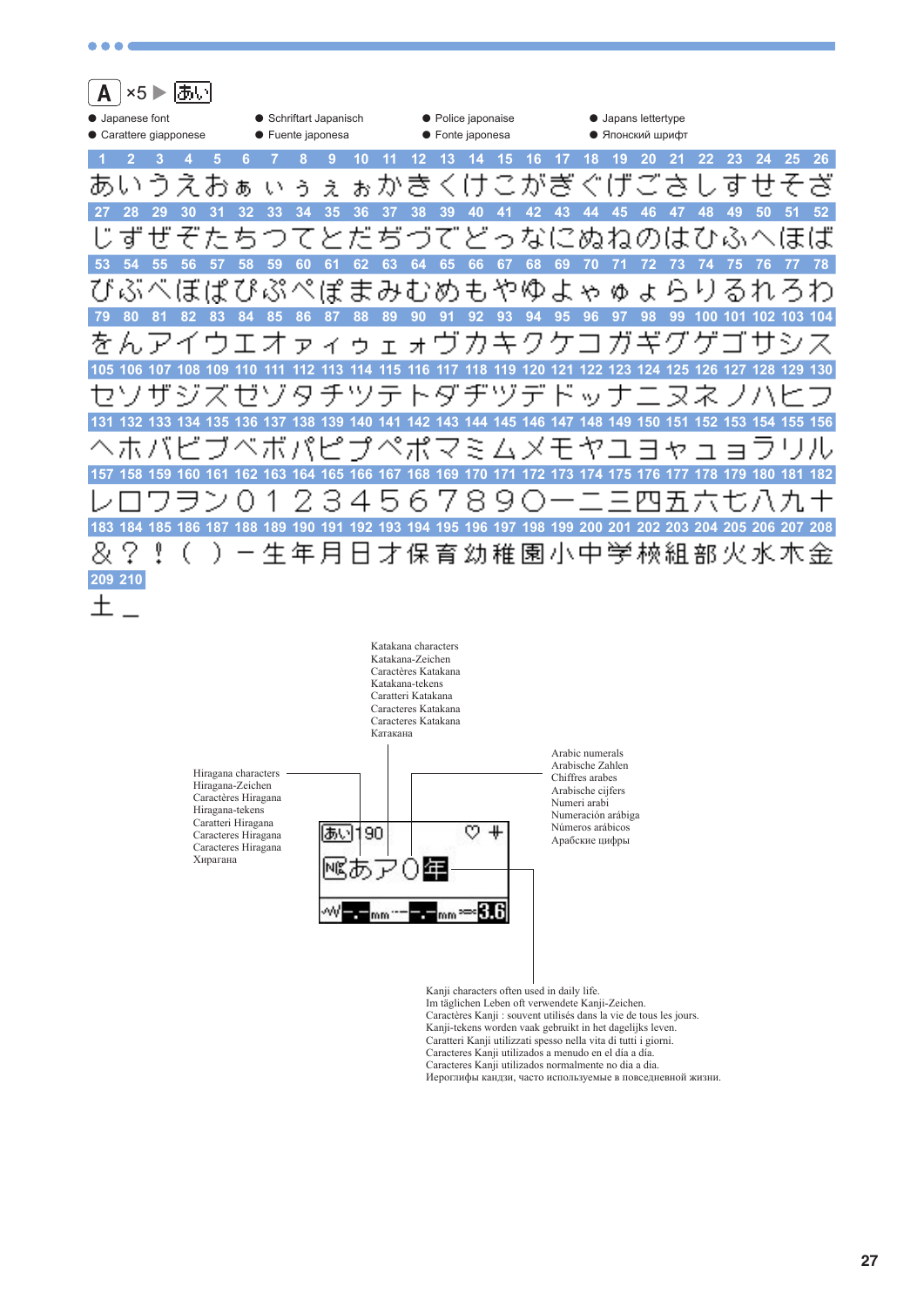A ×5 ▶ あい

- Japanese font
- Schriftart Japanisch
- Police japonaise
- Japans lettertype
- Carattere giapponese
- Fuente japonesa
- Fonte japonesa
- Японский шрифт

| 1 | 2 | 3 | 4 | 5 | 6 | 7 | 8 | 9 | 10 | 11 | 12 | 13 | 14 | 15 | 16 | 17 | 18 | 19 | 20 | 21 | 22 | 23 | 24 | 25 | 26 |
|---|---|---|---|---|---|---|---|---|---|---|---|---|---|---|---|---|---|---|---|---|---|---|---|---|---|
| あ | い | う | え | お | ぁ | ぃ | ぅ | ぇ | ぉ | か | き | く | け | こ | が | ぎ | ぐ | げ | ご | さ | し | す | せ | そ | ざ |
| 27 | 28 | 29 | 30 | 31 | 32 | 33 | 34 | 35 | 36 | 37 | 38 | 39 | 40 | 41 | 42 | 43 | 44 | 45 | 46 | 47 | 48 | 49 | 50 | 51 | 52 |
| じ | ず | ぜ | ぞ | た | ち | つ | て | と | だ | ぢ | づ | で | ど | っ | な | に | ぬ | ね | の | は | ひ | ふ | へ | ほ | ば |
| 53 | 54 | 55 | 56 | 57 | 58 | 59 | 60 | 61 | 62 | 63 | 64 | 65 | 66 | 67 | 68 | 69 | 70 | 71 | 72 | 73 | 74 | 75 | 76 | 77 | 78 |
| び | ぶ | べ | ぼ | ぱ | ぴ | ぷ | ぺ | ぽ | ま | み | む | め | も | や | ゆ | よ | ゃ | ゅ | ょ | ら | り | る | れ | ろ | わ |
| 79 | 80 | 81 | 82 | 83 | 84 | 85 | 86 | 87 | 88 | 89 | 90 | 91 | 92 | 93 | 94 | 95 | 96 | 97 | 98 | 99 | 100 | 101 | 102 | 103 | 104 |
| を | ん | ア | イ | ウ | エ | オ | ァ | ィ | ゥ | ェ | ォ | ヴ | カ | キ | ク | ケ | コ | ガ | ギ | グ | ゲ | ゴ | サ | シ | ス |
| 105 | 106 | 107 | 108 | 109 | 110 | 111 | 112 | 113 | 114 | 115 | 116 | 117 | 118 | 119 | 120 | 121 | 122 | 123 | 124 | 125 | 126 | 127 | 128 | 129 | 130 |
| セ | ソ | ザ | ジ | ズ | ゼ | ゾ | タ | チ | ツ | テ | ト | ダ | ヂ | ヅ | デ | ド | ッ | ナ | ニ | ヌ | ネ | ノ | ハ | ヒ | フ |
| 131 | 132 | 133 | 134 | 135 | 136 | 137 | 138 | 139 | 140 | 141 | 142 | 143 | 144 | 145 | 146 | 147 | 148 | 149 | 150 | 151 | 152 | 153 | 154 | 155 | 156 |
| ヘ | ホ | バ | ビ | ブ | ベ | ボ | パ | ピ | プ | ペ | ポ | マ | ミ | ム | メ | モ | ヤ | ユ | ヨ | ャ | ュ | ョ | ラ | リ | ル |
| 157 | 158 | 159 | 160 | 161 | 162 | 163 | 164 | 165 | 166 | 167 | 168 | 169 | 170 | 171 | 172 | 173 | 174 | 175 | 176 | 177 | 178 | 179 | 180 | 181 | 182 |
| レ | ロ | ワ | ヲ | ン | 0 | 1 | 2 | 3 | 4 | 5 | 6 | 7 | 8 | 9 | ○ | ー | 二 | 三 | 四 | 五 | 六 | 七 | 八 | 九 | 十 |
| 183 | 184 | 185 | 186 | 187 | 188 | 189 | 190 | 191 | 192 | 193 | 194 | 195 | 196 | 197 | 198 | 199 | 200 | 201 | 202 | 203 | 204 | 205 | 206 | 207 | 208 |
| & | ? | ! | ( | ) | − | 生 | 年 | 月 | 日 | 才 | 保 | 育 | 幼 | 稚 | 園 | 小 | 中 | 学 | 校 | 組 | 部 | 火 | 水 | 木 | 金 |
| 209 | 210 | | | | | | | | | | | | | | | | | | | | | | | | |
| 土 | _ | | | | | | | | | | | | | | | | | | | | | | | | |

Katakana characters
Katakana-Zeichen
Caractères Katakana
Katakana-tekens
Caratteri Katakana
Caracteres Katakana
Caracteres Katakana
Катакана

Hiragana characters
Hiragana-Zeichen
Caractères Hiragana
Hiragana-tekens
Caratteri Hiragana
Caracteres Hiragana
Caracteres Hiragana
Хирагана

Arabic numerals
Arabische Zahlen
Chiffres arabes
Arabische cijfers
Numeri arabi
Numeración arábiga
Números arábicos
Арабские цифры

あい 190
あア0年
3.6

Kanji characters often used in daily life.
Im täglichen Leben oft verwendete Kanji-Zeichen.
Caractères Kanji : souvent utilisés dans la vie de tous les jours.
Kanji-tekens worden vaak gebruikt in het dagelijks leven.
Caratteri Kanji utilizzati spesso nella vita di tutti i giorni.
Caracteres Kanji utilizados a menudo en el día a día.
Caracteres Kanji utilizados normalmente no dia a dia.
Иероглифы канджи, часто используемые в повседневной жизни.